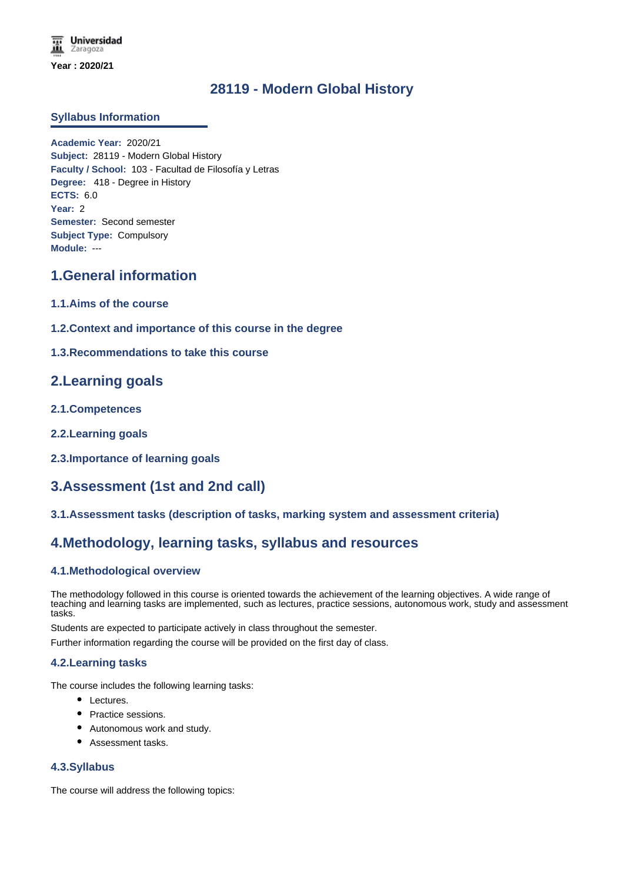Universidad Zaragoza

**Year : 2020/21**

# 28119 - Modern Global History

## Syllabus Information

**Academic Year:** 2020/21
**Subject:** 28119 - Modern Global History
**Faculty / School:** 103 - Facultad de Filosofía y Letras
**Degree:** 418 - Degree in History
**ECTS:** 6.0
**Year:** 2
**Semester:** Second semester
**Subject Type:** Compulsory
**Module:** ---

## 1.General information

### 1.1.Aims of the course

### 1.2.Context and importance of this course in the degree

### 1.3.Recommendations to take this course

## 2.Learning goals

### 2.1.Competences

### 2.2.Learning goals

### 2.3.Importance of learning goals

## 3.Assessment (1st and 2nd call)

### 3.1.Assessment tasks (description of tasks, marking system and assessment criteria)

## 4.Methodology, learning tasks, syllabus and resources

### 4.1.Methodological overview

The methodology followed in this course is oriented towards the achievement of the learning objectives. A wide range of teaching and learning tasks are implemented, such as lectures, practice sessions, autonomous work, study and assessment tasks.

Students are expected to participate actively in class throughout the semester.

Further information regarding the course will be provided on the first day of class.

### 4.2.Learning tasks

The course includes the following learning tasks:

- Lectures.
- Practice sessions.
- Autonomous work and study.
- Assessment tasks.

### 4.3.Syllabus

The course will address the following topics: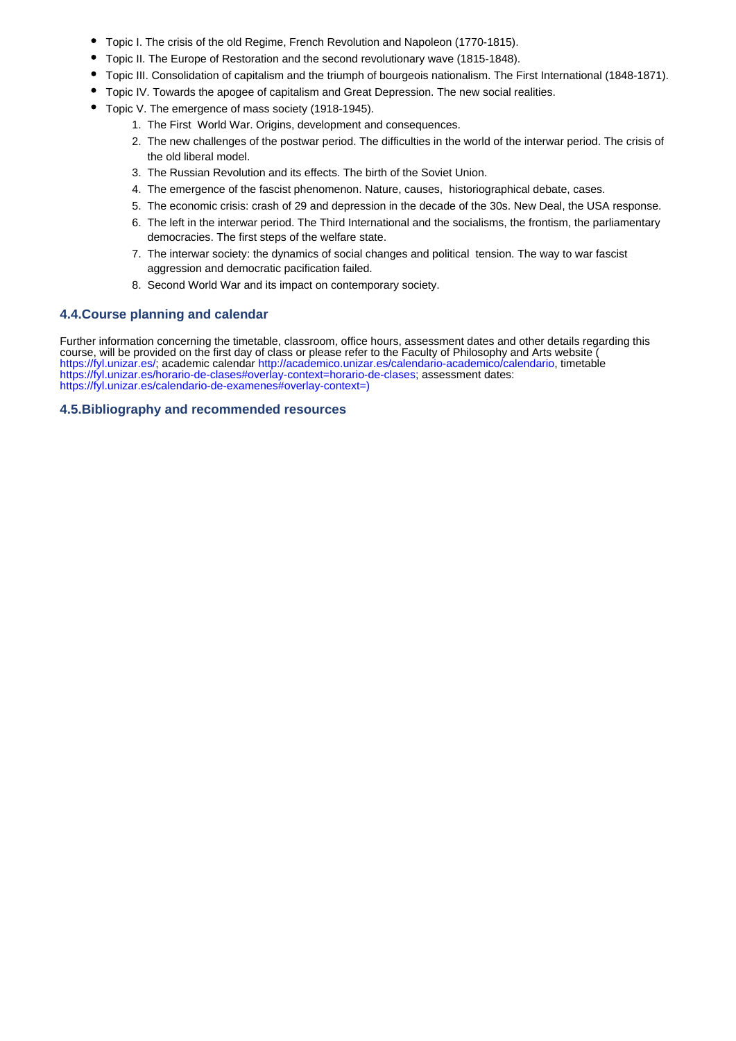- Topic I. The crisis of the old Regime, French Revolution and Napoleon (1770-1815).
- Topic II. The Europe of Restoration and the second revolutionary wave (1815-1848).
- Topic III. Consolidation of capitalism and the triumph of bourgeois nationalism. The First International (1848-1871).
- Topic IV. Towards the apogee of capitalism and Great Depression. The new social realities.
- Topic V. The emergence of mass society (1918-1945).
    1. The First World War. Origins, development and consequences.
    2. The new challenges of the postwar period. The difficulties in the world of the interwar period. The crisis of the old liberal model.
    3. The Russian Revolution and its effects. The birth of the Soviet Union.
    4. The emergence of the fascist phenomenon. Nature, causes, historiographical debate, cases.
    5. The economic crisis: crash of 29 and depression in the decade of the 30s. New Deal, the USA response.
    6. The left in the interwar period. The Third International and the socialisms, the frontism, the parliamentary democracies. The first steps of the welfare state.
    7. The interwar society: the dynamics of social changes and political tension. The way to war fascist aggression and democratic pacification failed.
    8. Second World War and its impact on contemporary society.

## 4.4.Course planning and calendar

Further information concerning the timetable, classroom, office hours, assessment dates and other details regarding this course, will be provided on the first day of class or please refer to the Faculty of Philosophy and Arts website ( https://fyl.unizar.es/; academic calendar http://academico.unizar.es/calendario-academico/calendario, timetable https://fyl.unizar.es/horario-de-clases#overlay-context=horario-de-clases; assessment dates: https://fyl.unizar.es/calendario-de-examenes#overlay-context=)

## 4.5.Bibliography and recommended resources